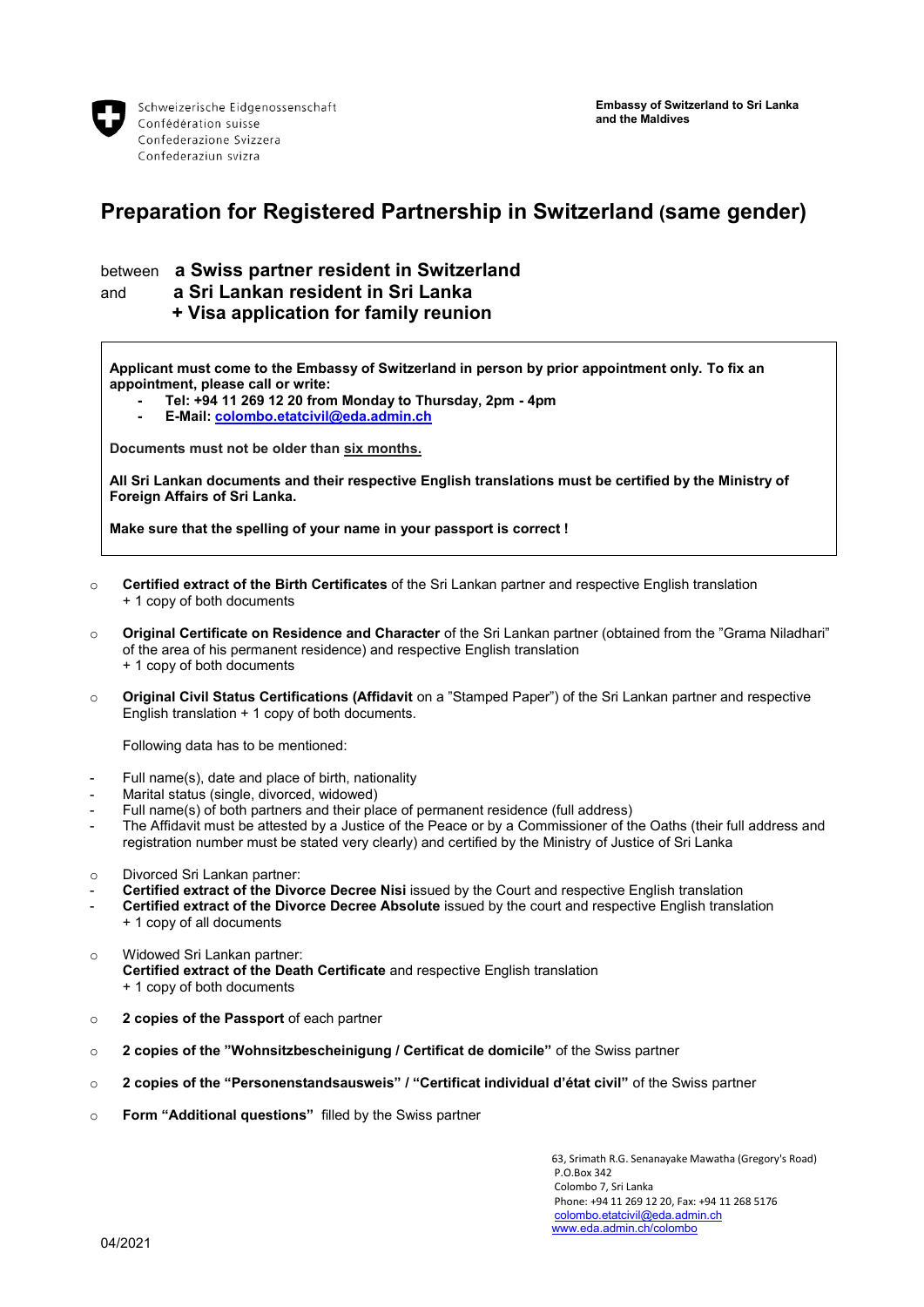Schweizerische Eidgenossenschaft
Confédération suisse
Confederazione Svizzera
Confederaziun svizra

**Embassy of Switzerland to Sri Lanka and the Maldives**

# Preparation for Registered Partnership in Switzerland (same gender)

between **a Swiss partner resident in Switzerland**
and **a Sri Lankan resident in Sri Lanka**
**+ Visa application for family reunion**

---

**Applicant must come to the Embassy of Switzerland in person by prior appointment only. To fix an appointment, please call or write:**

- **Tel: +94 11 269 12 20 from Monday to Thursday, 2pm - 4pm**
- **E-Mail: colombo.etatcivil@eda.admin.ch**

**Documents must not be older than six months.**

**All Sri Lankan documents and their respective English translations must be certified by the Ministry of Foreign Affairs of Sri Lanka.**

**Make sure that the spelling of your name in your passport is correct !**

---

- **Certified extract of the Birth Certificates** of the Sri Lankan partner and respective English translation
  + 1 copy of both documents

- **Original Certificate on Residence and Character** of the Sri Lankan partner (obtained from the "Grama Niladhari" of the area of his permanent residence) and respective English translation
  + 1 copy of both documents

- **Original Civil Status Certifications (Affidavit** on a "Stamped Paper") of the Sri Lankan partner and respective English translation + 1 copy of both documents.

  Following data has to be mentioned:

  - Full name(s), date and place of birth, nationality
  - Marital status (single, divorced, widowed)
  - Full name(s) of both partners and their place of permanent residence (full address)
  - The Affidavit must be attested by a Justice of the Peace or by a Commissioner of the Oaths (their full address and registration number must be stated very clearly) and certified by the Ministry of Justice of Sri Lanka

- Divorced Sri Lankan partner:
  - **Certified extract of the Divorce Decree Nisi** issued by the Court and respective English translation
  - **Certified extract of the Divorce Decree Absolute** issued by the court and respective English translation
  + 1 copy of all documents

- Widowed Sri Lankan partner:
  **Certified extract of the Death Certificate** and respective English translation
  + 1 copy of both documents

- **2 copies of the Passport** of each partner

- **2 copies of the "Wohnsitzbescheinigung / Certificat de domicile"** of the Swiss partner

- **2 copies of the "Personenstandsausweis" / "Certificat individual d'état civil"** of the Swiss partner

- **Form "Additional questions"** filled by the Swiss partner

63, Srimath R.G. Senanayake Mawatha (Gregory's Road)
P.O.Box 342
Colombo 7, Sri Lanka
Phone: +94 11 269 12 20, Fax: +94 11 268 5176
colombo.etatcivil@eda.admin.ch
www.eda.admin.ch/colombo

04/2021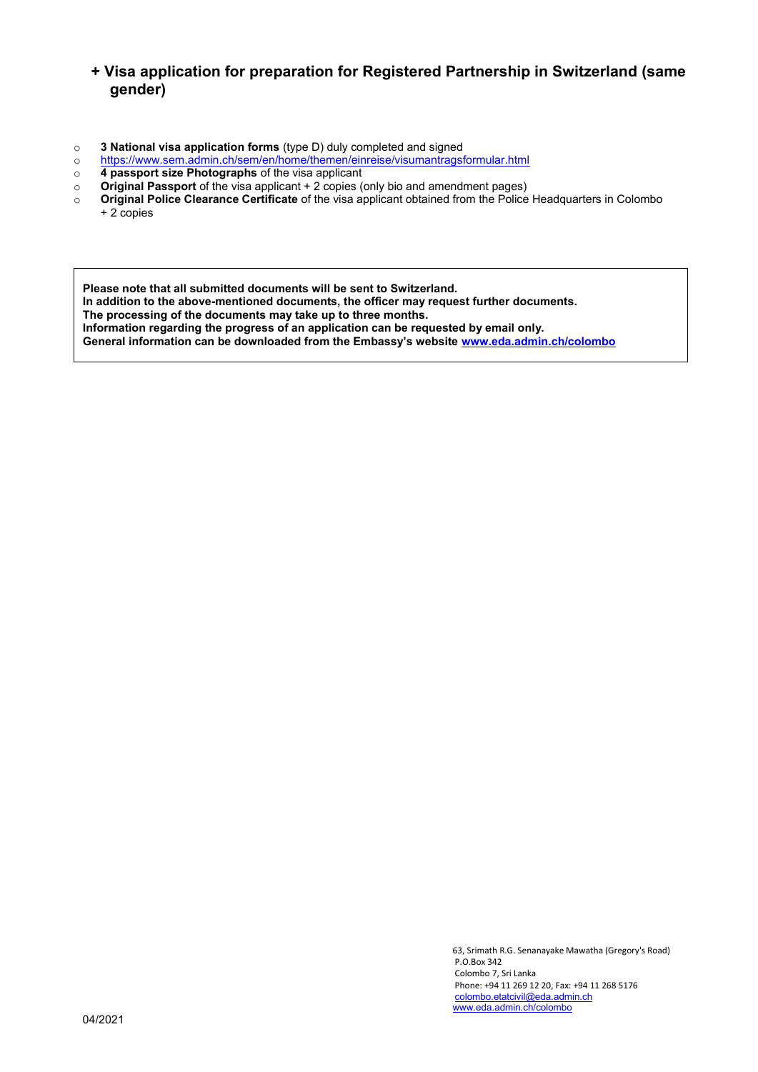## + Visa application for preparation for Registered Partnership in Switzerland (same gender)

- **3 National visa application forms** (type D) duly completed and signed
- https://www.sem.admin.ch/sem/en/home/themen/einreise/visumantragsformular.html
- **4 passport size Photographs** of the visa applicant
- **Original Passport** of the visa applicant + 2 copies (only bio and amendment pages)
- **Original Police Clearance Certificate** of the visa applicant obtained from the Police Headquarters in Colombo + 2 copies

**Please note that all submitted documents will be sent to Switzerland.**
**In addition to the above-mentioned documents, the officer may request further documents.**
**The processing of the documents may take up to three months.**
**Information regarding the progress of an application can be requested by email only.**
**General information can be downloaded from the Embassy's website www.eda.admin.ch/colombo**

63, Srimath R.G. Senanayake Mawatha (Gregory's Road)
P.O.Box 342
Colombo 7, Sri Lanka
Phone: +94 11 269 12 20, Fax: +94 11 268 5176
colombo.etatcivil@eda.admin.ch
www.eda.admin.ch/colombo

04/2021